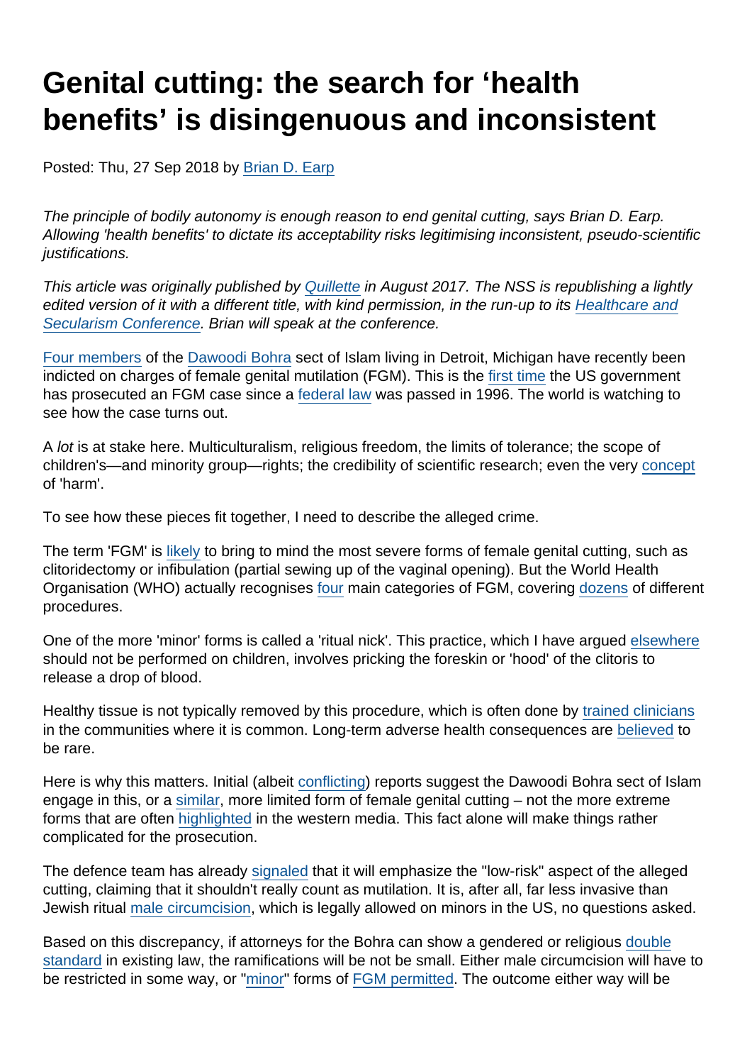# Genital cutting: the search for 'health benefits' is disingenuous and inconsistent

Posted: Thu, 27 Sep 2018 by Brian D. Earp

*The principle of bodily autonomy is enough reason to end genital cutting, says Brian D. Earp. Allowing 'health benefits' to dictate its acceptability risks legitimising inconsistent, pseudo-scientific justifications.*

*This article was originally published by Quillette in August 2017. The NSS is republishing a lightly edited version of it with a different title, with kind permission, in the run-up to its Healthcare and Secularism Conference. Brian will speak at the conference.*

Four members of the Dawoodi Bohra sect of Islam living in Detroit, Michigan have recently been indicted on charges of female genital mutilation (FGM). This is the first time the US government has prosecuted an FGM case since a federal law was passed in 1996. The world is watching to see how the case turns out.

A *lot* is at stake here. Multiculturalism, religious freedom, the limits of tolerance; the scope of children's—and minority group—rights; the credibility of scientific research; even the very concept of 'harm'.

To see how these pieces fit together, I need to describe the alleged crime.

The term 'FGM' is likely to bring to mind the most severe forms of female genital cutting, such as clitoridectomy or infibulation (partial sewing up of the vaginal opening). But the World Health Organisation (WHO) actually recognises four main categories of FGM, covering dozens of different procedures.

One of the more 'minor' forms is called a 'ritual nick'. This practice, which I have argued elsewhere should not be performed on children, involves pricking the foreskin or 'hood' of the clitoris to release a drop of blood.

Healthy tissue is not typically removed by this procedure, which is often done by trained clinicians in the communities where it is common. Long-term adverse health consequences are believed to be rare.

Here is why this matters. Initial (albeit conflicting) reports suggest the Dawoodi Bohra sect of Islam engage in this, or a similar, more limited form of female genital cutting – not the more extreme forms that are often highlighted in the western media. This fact alone will make things rather complicated for the prosecution.

The defence team has already signaled that it will emphasize the "low-risk" aspect of the alleged cutting, claiming that it shouldn't really count as mutilation. It is, after all, far less invasive than Jewish ritual male circumcision, which is legally allowed on minors in the US, no questions asked.

Based on this discrepancy, if attorneys for the Bohra can show a gendered or religious double standard in existing law, the ramifications will be not be small. Either male circumcision will have to be restricted in some way, or "minor" forms of FGM permitted. The outcome either way will be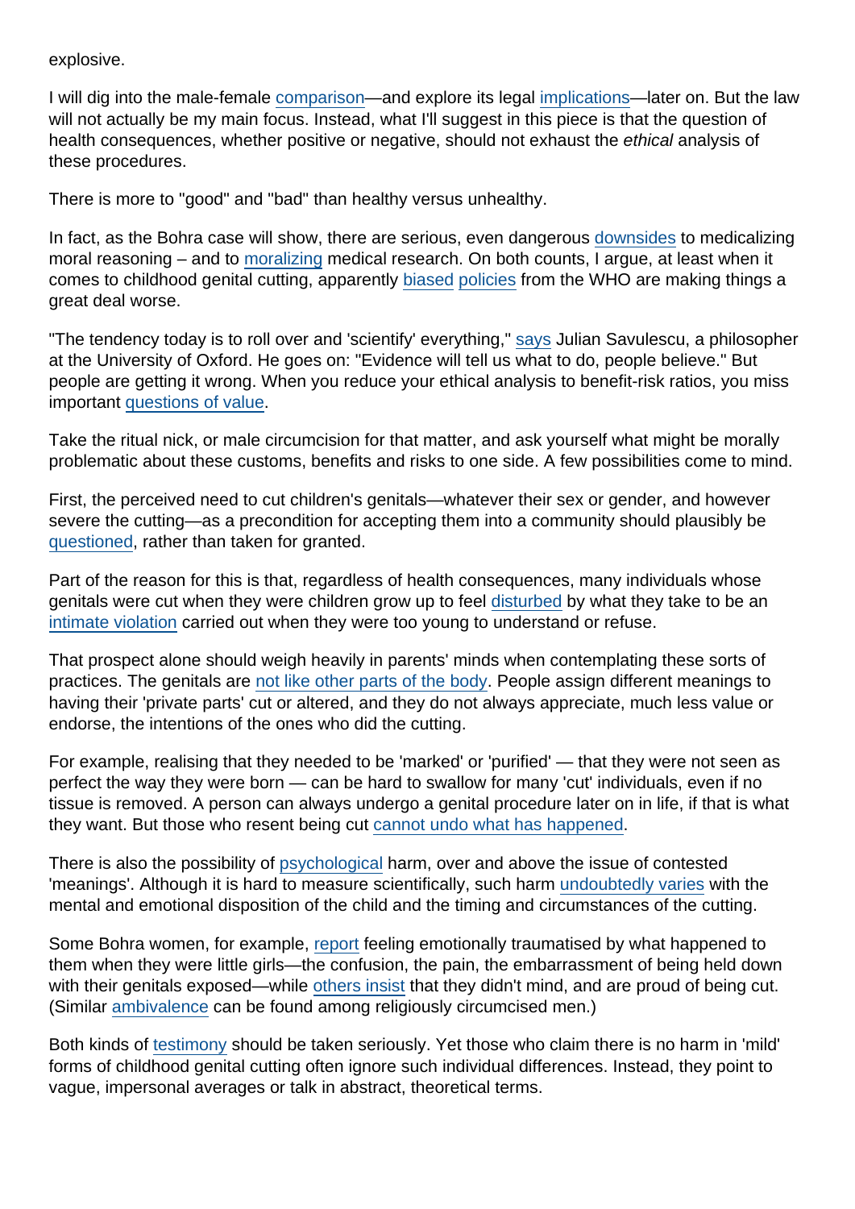explosive.

I will dig into the male-female comparison—and explore its legal implications—later on. But the law will not actually be my main focus. Instead, what I'll suggest in this piece is that the question of health consequences, whether positive or negative, should not exhaust the *ethical* analysis of these procedures.

There is more to "good" and "bad" than healthy versus unhealthy.

In fact, as the Bohra case will show, there are serious, even dangerous downsides to medicalizing moral reasoning – and to moralizing medical research. On both counts, I argue, at least when it comes to childhood genital cutting, apparently biased policies from the WHO are making things a great deal worse.

"The tendency today is to roll over and 'scientify' everything," says Julian Savulescu, a philosopher at the University of Oxford. He goes on: "Evidence will tell us what to do, people believe." But people are getting it wrong. When you reduce your ethical analysis to benefit-risk ratios, you miss important questions of value.

Take the ritual nick, or male circumcision for that matter, and ask yourself what might be morally problematic about these customs, benefits and risks to one side. A few possibilities come to mind.

First, the perceived need to cut children's genitals—whatever their sex or gender, and however severe the cutting—as a precondition for accepting them into a community should plausibly be questioned, rather than taken for granted.

Part of the reason for this is that, regardless of health consequences, many individuals whose genitals were cut when they were children grow up to feel disturbed by what they take to be an intimate violation carried out when they were too young to understand or refuse.

That prospect alone should weigh heavily in parents' minds when contemplating these sorts of practices. The genitals are not like other parts of the body. People assign different meanings to having their 'private parts' cut or altered, and they do not always appreciate, much less value or endorse, the intentions of the ones who did the cutting.

For example, realising that they needed to be 'marked' or 'purified' — that they were not seen as perfect the way they were born — can be hard to swallow for many 'cut' individuals, even if no tissue is removed. A person can always undergo a genital procedure later on in life, if that is what they want. But those who resent being cut cannot undo what has happened.

There is also the possibility of psychological harm, over and above the issue of contested 'meanings'. Although it is hard to measure scientifically, such harm undoubtedly varies with the mental and emotional disposition of the child and the timing and circumstances of the cutting.

Some Bohra women, for example, report feeling emotionally traumatised by what happened to them when they were little girls—the confusion, the pain, the embarrassment of being held down with their genitals exposed—while others insist that they didn't mind, and are proud of being cut. (Similar ambivalence can be found among religiously circumcised men.)

Both kinds of testimony should be taken seriously. Yet those who claim there is no harm in 'mild' forms of childhood genital cutting often ignore such individual differences. Instead, they point to vague, impersonal averages or talk in abstract, theoretical terms.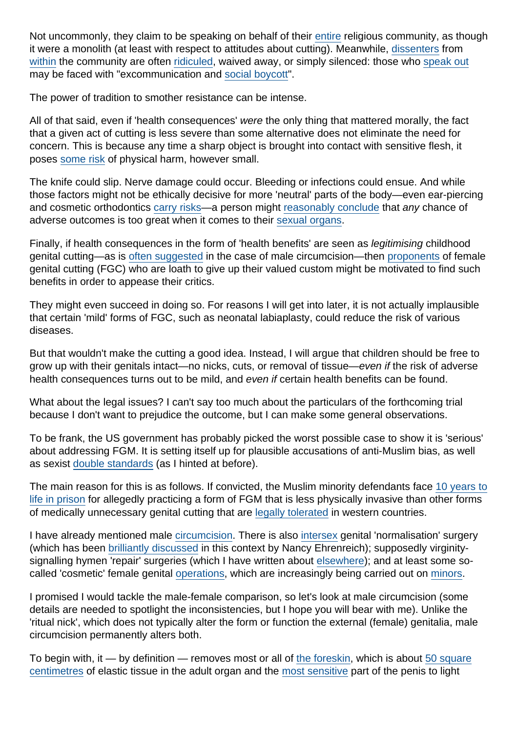Not uncommonly, they claim to be speaking on behalf of their entire religious community, as though it were a monolith (at least with respect to attitudes about cutting). Meanwhile, dissenters from within the community are often ridiculed, waived away, or simply silenced: those who speak out may be faced with "excommunication and social boycott".

The power of tradition to smother resistance can be intense.

All of that said, even if 'health consequences' *were* the only thing that mattered morally, the fact that a given act of cutting is less severe than some alternative does not eliminate the need for concern. This is because any time a sharp object is brought into contact with sensitive flesh, it poses some risk of physical harm, however small.

The knife could slip. Nerve damage could occur. Bleeding or infections could ensue. And while those factors might not be ethically decisive for more 'neutral' parts of the body—even ear-piercing and cosmetic orthodontics carry risks—a person might reasonably conclude that *any* chance of adverse outcomes is too great when it comes to their sexual organs.

Finally, if health consequences in the form of 'health benefits' are seen as *legitimising* childhood genital cutting—as is often suggested in the case of male circumcision—then proponents of female genital cutting (FGC) who are loath to give up their valued custom might be motivated to find such benefits in order to appease their critics.

They might even succeed in doing so. For reasons I will get into later, it is not actually implausible that certain 'mild' forms of FGC, such as neonatal labiaplasty, could reduce the risk of various diseases.

But that wouldn't make the cutting a good idea. Instead, I will argue that children should be free to grow up with their genitals intact—no nicks, cuts, or removal of tissue—*even if* the risk of adverse health consequences turns out to be mild, and *even if* certain health benefits can be found.

What about the legal issues? I can't say too much about the particulars of the forthcoming trial because I don't want to prejudice the outcome, but I can make some general observations.

To be frank, the US government has probably picked the worst possible case to show it is 'serious' about addressing FGM. It is setting itself up for plausible accusations of anti-Muslim bias, as well as sexist double standards (as I hinted at before).

The main reason for this is as follows. If convicted, the Muslim minority defendants face 10 years to life in prison for allegedly practicing a form of FGM that is less physically invasive than other forms of medically unnecessary genital cutting that are legally tolerated in western countries.

I have already mentioned male circumcision. There is also intersex genital 'normalisation' surgery (which has been brilliantly discussed in this context by Nancy Ehrenreich); supposedly virginity-signalling hymen 'repair' surgeries (which I have written about elsewhere); and at least some so-called 'cosmetic' female genital operations, which are increasingly being carried out on minors.

I promised I would tackle the male-female comparison, so let's look at male circumcision (some details are needed to spotlight the inconsistencies, but I hope you will bear with me). Unlike the 'ritual nick', which does not typically alter the form or function the external (female) genitalia, male circumcision permanently alters both.

To begin with, it — by definition — removes most or all of the foreskin, which is about 50 square centimetres of elastic tissue in the adult organ and the most sensitive part of the penis to light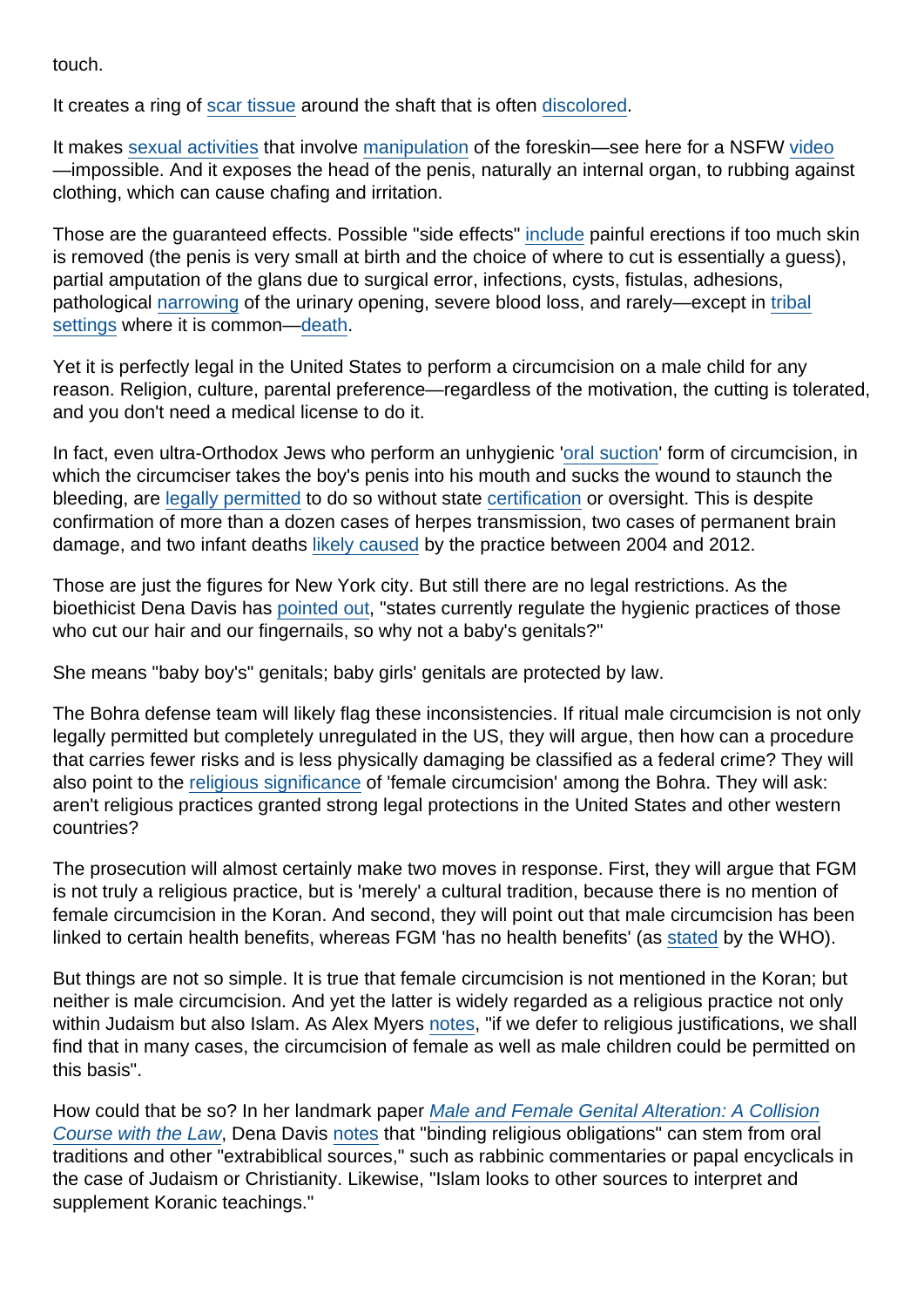touch.

It creates a ring of scar tissue around the shaft that is often discolored.

It makes sexual activities that involve manipulation of the foreskin—see here for a NSFW video—impossible. And it exposes the head of the penis, naturally an internal organ, to rubbing against clothing, which can cause chafing and irritation.

Those are the guaranteed effects. Possible "side effects" include painful erections if too much skin is removed (the penis is very small at birth and the choice of where to cut is essentially a guess), partial amputation of the glans due to surgical error, infections, cysts, fistulas, adhesions, pathological narrowing of the urinary opening, severe blood loss, and rarely—except in tribal settings where it is common—death.

Yet it is perfectly legal in the United States to perform a circumcision on a male child for any reason. Religion, culture, parental preference—regardless of the motivation, the cutting is tolerated, and you don't need a medical license to do it.

In fact, even ultra-Orthodox Jews who perform an unhygienic 'oral suction' form of circumcision, in which the circumciser takes the boy's penis into his mouth and sucks the wound to staunch the bleeding, are legally permitted to do so without state certification or oversight. This is despite confirmation of more than a dozen cases of herpes transmission, two cases of permanent brain damage, and two infant deaths likely caused by the practice between 2004 and 2012.

Those are just the figures for New York city. But still there are no legal restrictions. As the bioethicist Dena Davis has pointed out, "states currently regulate the hygienic practices of those who cut our hair and our fingernails, so why not a baby's genitals?"

She means "baby boy's" genitals; baby girls' genitals are protected by law.

The Bohra defense team will likely flag these inconsistencies. If ritual male circumcision is not only legally permitted but completely unregulated in the US, they will argue, then how can a procedure that carries fewer risks and is less physically damaging be classified as a federal crime? They will also point to the religious significance of 'female circumcision' among the Bohra. They will ask: aren't religious practices granted strong legal protections in the United States and other western countries?

The prosecution will almost certainly make two moves in response. First, they will argue that FGM is not truly a religious practice, but is 'merely' a cultural tradition, because there is no mention of female circumcision in the Koran. And second, they will point out that male circumcision has been linked to certain health benefits, whereas FGM 'has no health benefits' (as stated by the WHO).

But things are not so simple. It is true that female circumcision is not mentioned in the Koran; but neither is male circumcision. And yet the latter is widely regarded as a religious practice not only within Judaism but also Islam. As Alex Myers notes, "if we defer to religious justifications, we shall find that in many cases, the circumcision of female as well as male children could be permitted on this basis".

How could that be so? In her landmark paper *Male and Female Genital Alteration: A Collision Course with the Law*, Dena Davis notes that "binding religious obligations" can stem from oral traditions and other "extrabiblical sources," such as rabbinic commentaries or papal encyclicals in the case of Judaism or Christianity. Likewise, "Islam looks to other sources to interpret and supplement Koranic teachings."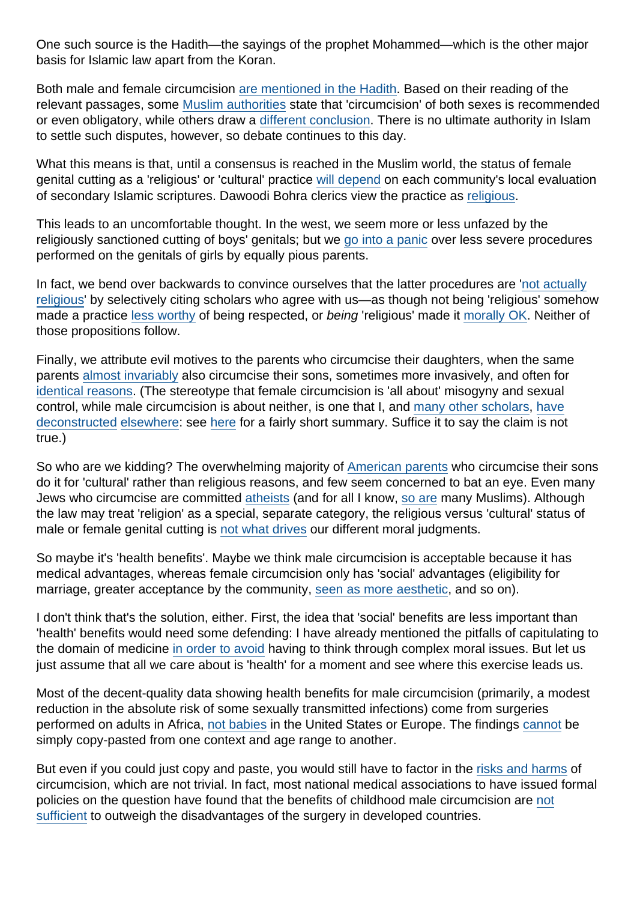One such source is the Hadith—the sayings of the prophet Mohammed—which is the other major basis for Islamic law apart from the Koran.

Both male and female circumcision are mentioned in the Hadith. Based on their reading of the relevant passages, some Muslim authorities state that 'circumcision' of both sexes is recommended or even obligatory, while others draw a different conclusion. There is no ultimate authority in Islam to settle such disputes, however, so debate continues to this day.

What this means is that, until a consensus is reached in the Muslim world, the status of female genital cutting as a 'religious' or 'cultural' practice will depend on each community's local evaluation of secondary Islamic scriptures. Dawoodi Bohra clerics view the practice as religious.

This leads to an uncomfortable thought. In the west, we seem more or less unfazed by the religiously sanctioned cutting of boys' genitals; but we go into a panic over less severe procedures performed on the genitals of girls by equally pious parents.

In fact, we bend over backwards to convince ourselves that the latter procedures are 'not actually religious' by selectively citing scholars who agree with us—as though not being 'religious' somehow made a practice less worthy of being respected, or *being* 'religious' made it morally OK. Neither of those propositions follow.

Finally, we attribute evil motives to the parents who circumcise their daughters, when the same parents almost invariably also circumcise their sons, sometimes more invasively, and often for identical reasons. (The stereotype that female circumcision is 'all about' misogyny and sexual control, while male circumcision is about neither, is one that I, and many other scholars, have deconstructed elsewhere: see here for a fairly short summary. Suffice it to say the claim is not true.)

So who are we kidding? The overwhelming majority of American parents who circumcise their sons do it for 'cultural' rather than religious reasons, and few seem concerned to bat an eye. Even many Jews who circumcise are committed atheists (and for all I know, so are many Muslims). Although the law may treat 'religion' as a special, separate category, the religious versus 'cultural' status of male or female genital cutting is not what drives our different moral judgments.

So maybe it's 'health benefits'. Maybe we think male circumcision is acceptable because it has medical advantages, whereas female circumcision only has 'social' advantages (eligibility for marriage, greater acceptance by the community, seen as more aesthetic, and so on).

I don't think that's the solution, either. First, the idea that 'social' benefits are less important than 'health' benefits would need some defending: I have already mentioned the pitfalls of capitulating to the domain of medicine in order to avoid having to think through complex moral issues. But let us just assume that all we care about is 'health' for a moment and see where this exercise leads us.

Most of the decent-quality data showing health benefits for male circumcision (primarily, a modest reduction in the absolute risk of some sexually transmitted infections) come from surgeries performed on adults in Africa, not babies in the United States or Europe. The findings cannot be simply copy-pasted from one context and age range to another.

But even if you could just copy and paste, you would still have to factor in the risks and harms of circumcision, which are not trivial. In fact, most national medical associations to have issued formal policies on the question have found that the benefits of childhood male circumcision are not sufficient to outweigh the disadvantages of the surgery in developed countries.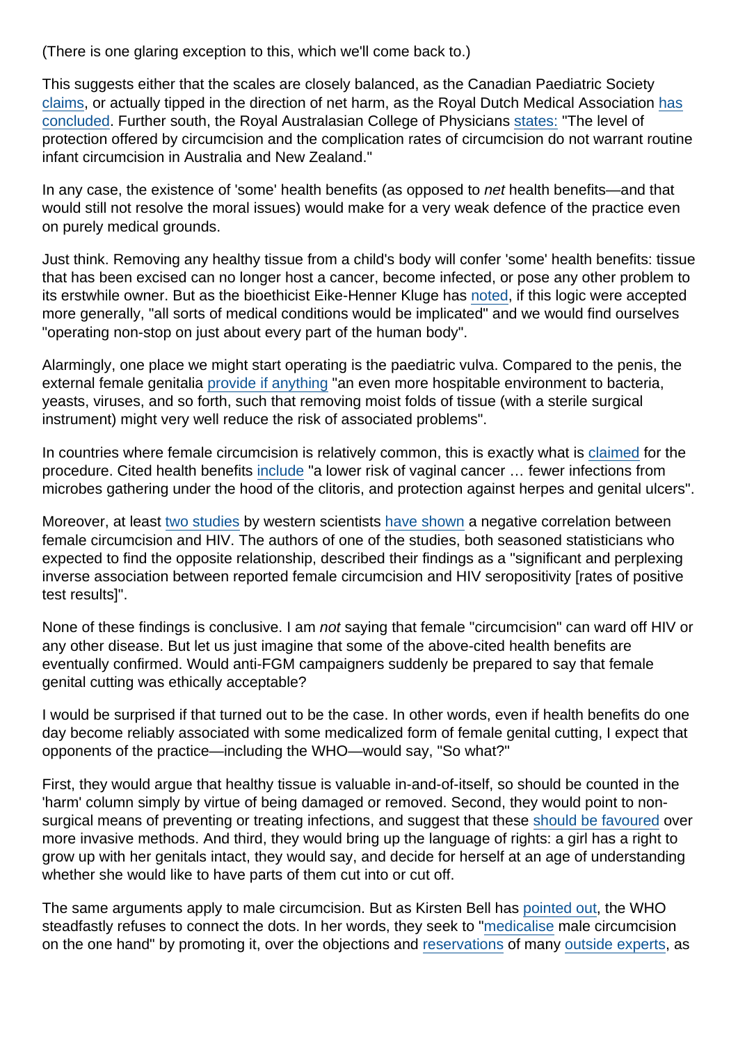(There is one glaring exception to this, which we'll come back to.)

This suggests either that the scales are closely balanced, as the Canadian Paediatric Society claims, or actually tipped in the direction of net harm, as the Royal Dutch Medical Association has concluded. Further south, the Royal Australasian College of Physicians states: "The level of protection offered by circumcision and the complication rates of circumcision do not warrant routine infant circumcision in Australia and New Zealand."

In any case, the existence of 'some' health benefits (as opposed to *net* health benefits—and that would still not resolve the moral issues) would make for a very weak defence of the practice even on purely medical grounds.

Just think. Removing any healthy tissue from a child's body will confer 'some' health benefits: tissue that has been excised can no longer host a cancer, become infected, or pose any other problem to its erstwhile owner. But as the bioethicist Eike-Henner Kluge has noted, if this logic were accepted more generally, "all sorts of medical conditions would be implicated" and we would find ourselves "operating non-stop on just about every part of the human body".

Alarmingly, one place we might start operating is the paediatric vulva. Compared to the penis, the external female genitalia provide if anything "an even more hospitable environment to bacteria, yeasts, viruses, and so forth, such that removing moist folds of tissue (with a sterile surgical instrument) might very well reduce the risk of associated problems".

In countries where female circumcision is relatively common, this is exactly what is claimed for the procedure. Cited health benefits include "a lower risk of vaginal cancer … fewer infections from microbes gathering under the hood of the clitoris, and protection against herpes and genital ulcers".

Moreover, at least two studies by western scientists have shown a negative correlation between female circumcision and HIV. The authors of one of the studies, both seasoned statisticians who expected to find the opposite relationship, described their findings as a "significant and perplexing inverse association between reported female circumcision and HIV seropositivity [rates of positive test results]".

None of these findings is conclusive. I am *not* saying that female "circumcision" can ward off HIV or any other disease. But let us just imagine that some of the above-cited health benefits are eventually confirmed. Would anti-FGM campaigners suddenly be prepared to say that female genital cutting was ethically acceptable?

I would be surprised if that turned out to be the case. In other words, even if health benefits do one day become reliably associated with some medicalized form of female genital cutting, I expect that opponents of the practice—including the WHO—would say, "So what?"

First, they would argue that healthy tissue is valuable in-and-of-itself, so should be counted in the 'harm' column simply by virtue of being damaged or removed. Second, they would point to non-surgical means of preventing or treating infections, and suggest that these should be favoured over more invasive methods. And third, they would bring up the language of rights: a girl has a right to grow up with her genitals intact, they would say, and decide for herself at an age of understanding whether she would like to have parts of them cut into or cut off.

The same arguments apply to male circumcision. But as Kirsten Bell has pointed out, the WHO steadfastly refuses to connect the dots. In her words, they seek to "medicalise male circumcision on the one hand" by promoting it, over the objections and reservations of many outside experts, as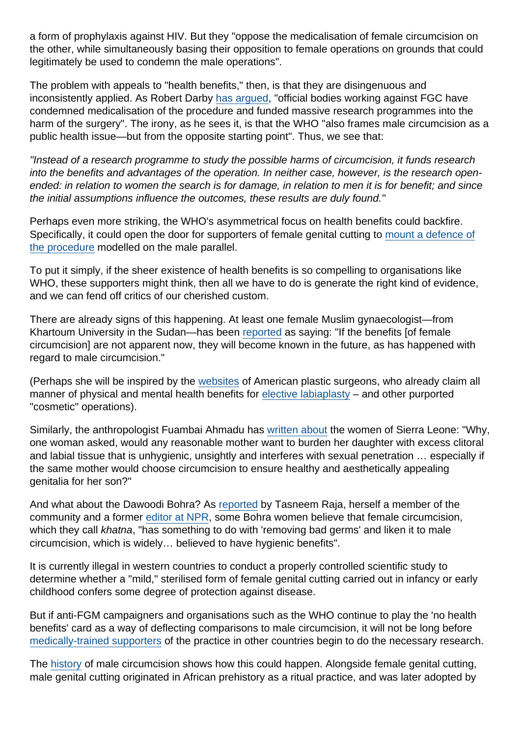a form of prophylaxis against HIV. But they "oppose the medicalisation of female circumcision on the other, while simultaneously basing their opposition to female operations on grounds that could legitimately be used to condemn the male operations".

The problem with appeals to "health benefits," then, is that they are disingenuous and inconsistently applied. As Robert Darby has argued, "official bodies working against FGC have condemned medicalisation of the procedure and funded massive research programmes into the harm of the surgery". The irony, as he sees it, is that the WHO "also frames male circumcision as a public health issue—but from the opposite starting point". Thus, we see that:

*"Instead of a research programme to study the possible harms of circumcision, it funds research into the benefits and advantages of the operation. In neither case, however, is the research open-ended: in relation to women the search is for damage, in relation to men it is for benefit; and since the initial assumptions influence the outcomes, these results are duly found."*

Perhaps even more striking, the WHO's asymmetrical focus on health benefits could backfire. Specifically, it could open the door for supporters of female genital cutting to mount a defence of the procedure modelled on the male parallel.

To put it simply, if the sheer existence of health benefits is so compelling to organisations like WHO, these supporters might think, then all we have to do is generate the right kind of evidence, and we can fend off critics of our cherished custom.

There are already signs of this happening. At least one female Muslim gynaecologist—from Khartoum University in the Sudan—has been reported as saying: "If the benefits [of female circumcision] are not apparent now, they will become known in the future, as has happened with regard to male circumcision."

(Perhaps she will be inspired by the websites of American plastic surgeons, who already claim all manner of physical and mental health benefits for elective labiaplasty – and other purported "cosmetic" operations).

Similarly, the anthropologist Fuambai Ahmadu has written about the women of Sierra Leone: "Why, one woman asked, would any reasonable mother want to burden her daughter with excess clitoral and labial tissue that is unhygienic, unsightly and interferes with sexual penetration … especially if the same mother would choose circumcision to ensure healthy and aesthetically appealing genitalia for her son?"

And what about the Dawoodi Bohra? As reported by Tasneem Raja, herself a member of the community and a former editor at NPR, some Bohra women believe that female circumcision, which they call *khatna*, "has something to do with 'removing bad germs' and liken it to male circumcision, which is widely… believed to have hygienic benefits".

It is currently illegal in western countries to conduct a properly controlled scientific study to determine whether a "mild," sterilised form of female genital cutting carried out in infancy or early childhood confers some degree of protection against disease.

But if anti-FGM campaigners and organisations such as the WHO continue to play the 'no health benefits' card as a way of deflecting comparisons to male circumcision, it will not be long before medically-trained supporters of the practice in other countries begin to do the necessary research.

The history of male circumcision shows how this could happen. Alongside female genital cutting, male genital cutting originated in African prehistory as a ritual practice, and was later adopted by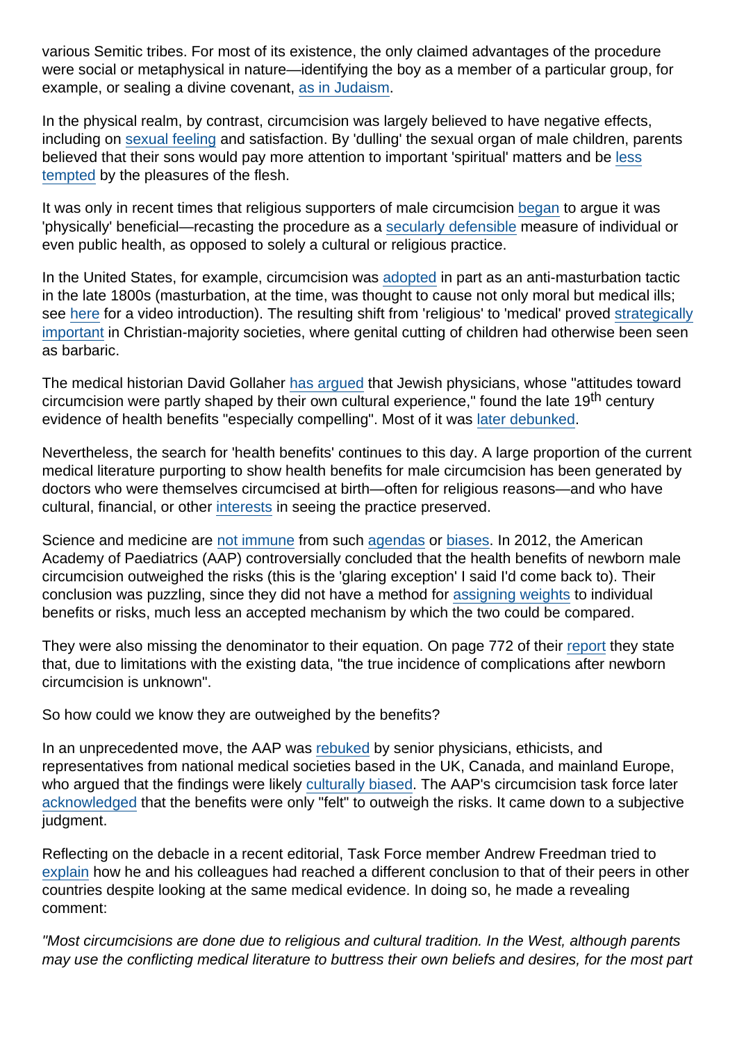various Semitic tribes. For most of its existence, the only claimed advantages of the procedure were social or metaphysical in nature—identifying the boy as a member of a particular group, for example, or sealing a divine covenant, as in Judaism.

In the physical realm, by contrast, circumcision was largely believed to have negative effects, including on sexual feeling and satisfaction. By 'dulling' the sexual organ of male children, parents believed that their sons would pay more attention to important 'spiritual' matters and be less tempted by the pleasures of the flesh.

It was only in recent times that religious supporters of male circumcision began to argue it was 'physically' beneficial—recasting the procedure as a secularly defensible measure of individual or even public health, as opposed to solely a cultural or religious practice.

In the United States, for example, circumcision was adopted in part as an anti-masturbation tactic in the late 1800s (masturbation, at the time, was thought to cause not only moral but medical ills; see here for a video introduction). The resulting shift from 'religious' to 'medical' proved strategically important in Christian-majority societies, where genital cutting of children had otherwise been seen as barbaric.

The medical historian David Gollaher has argued that Jewish physicians, whose "attitudes toward circumcision were partly shaped by their own cultural experience," found the late 19th century evidence of health benefits "especially compelling". Most of it was later debunked.

Nevertheless, the search for 'health benefits' continues to this day. A large proportion of the current medical literature purporting to show health benefits for male circumcision has been generated by doctors who were themselves circumcised at birth—often for religious reasons—and who have cultural, financial, or other interests in seeing the practice preserved.

Science and medicine are not immune from such agendas or biases. In 2012, the American Academy of Paediatrics (AAP) controversially concluded that the health benefits of newborn male circumcision outweighed the risks (this is the 'glaring exception' I said I'd come back to). Their conclusion was puzzling, since they did not have a method for assigning weights to individual benefits or risks, much less an accepted mechanism by which the two could be compared.

They were also missing the denominator to their equation. On page 772 of their report they state that, due to limitations with the existing data, "the true incidence of complications after newborn circumcision is unknown".

So how could we know they are outweighed by the benefits?

In an unprecedented move, the AAP was rebuked by senior physicians, ethicists, and representatives from national medical societies based in the UK, Canada, and mainland Europe, who argued that the findings were likely culturally biased. The AAP's circumcision task force later acknowledged that the benefits were only "felt" to outweigh the risks. It came down to a subjective judgment.

Reflecting on the debacle in a recent editorial, Task Force member Andrew Freedman tried to explain how he and his colleagues had reached a different conclusion to that of their peers in other countries despite looking at the same medical evidence. In doing so, he made a revealing comment:

*"Most circumcisions are done due to religious and cultural tradition. In the West, although parents may use the conflicting medical literature to buttress their own beliefs and desires, for the most part*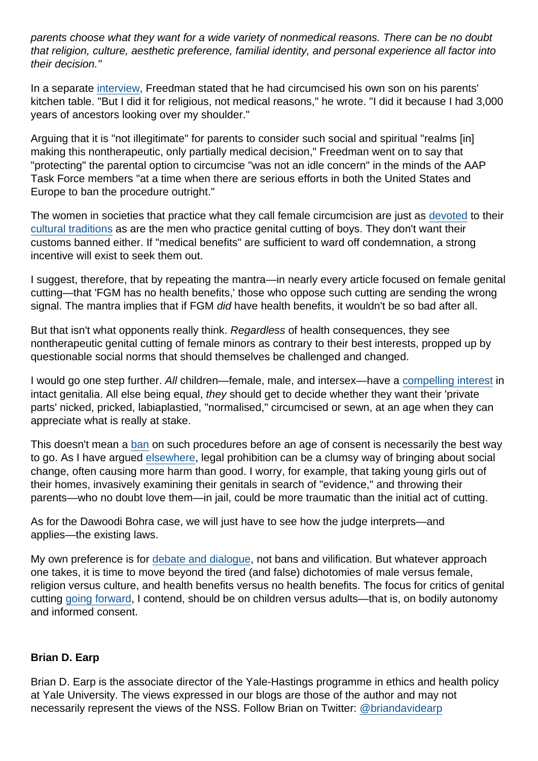*parents choose what they want for a wide variety of nonmedical reasons. There can be no doubt that religion, culture, aesthetic preference, familial identity, and personal experience all factor into their decision."*

In a separate interview, Freedman stated that he had circumcised his own son on his parents' kitchen table. "But I did it for religious, not medical reasons," he wrote. "I did it because I had 3,000 years of ancestors looking over my shoulder."

Arguing that it is "not illegitimate" for parents to consider such social and spiritual "realms [in] making this nontherapeutic, only partially medical decision," Freedman went on to say that "protecting" the parental option to circumcise "was not an idle concern" in the minds of the AAP Task Force members "at a time when there are serious efforts in both the United States and Europe to ban the procedure outright."

The women in societies that practice what they call female circumcision are just as devoted to their cultural traditions as are the men who practice genital cutting of boys. They don't want their customs banned either. If "medical benefits" are sufficient to ward off condemnation, a strong incentive will exist to seek them out.

I suggest, therefore, that by repeating the mantra—in nearly every article focused on female genital cutting—that 'FGM has no health benefits,' those who oppose such cutting are sending the wrong signal. The mantra implies that if FGM *did* have health benefits, it wouldn't be so bad after all.

But that isn't what opponents really think. *Regardless* of health consequences, they see nontherapeutic genital cutting of female minors as contrary to their best interests, propped up by questionable social norms that should themselves be challenged and changed.

I would go one step further. *All* children—female, male, and intersex—have a compelling interest in intact genitalia. All else being equal, *they* should get to decide whether they want their 'private parts' nicked, pricked, labiaplastied, "normalised," circumcised or sewn, at an age when they can appreciate what is really at stake.

This doesn't mean a ban on such procedures before an age of consent is necessarily the best way to go. As I have argued elsewhere, legal prohibition can be a clumsy way of bringing about social change, often causing more harm than good. I worry, for example, that taking young girls out of their homes, invasively examining their genitals in search of "evidence," and throwing their parents—who no doubt love them—in jail, could be more traumatic than the initial act of cutting.

As for the Dawoodi Bohra case, we will just have to see how the judge interprets—and applies—the existing laws.

My own preference is for debate and dialogue, not bans and vilification. But whatever approach one takes, it is time to move beyond the tired (and false) dichotomies of male versus female, religion versus culture, and health benefits versus no health benefits. The focus for critics of genital cutting going forward, I contend, should be on children versus adults—that is, on bodily autonomy and informed consent.

**Brian D. Earp**

Brian D. Earp is the associate director of the Yale-Hastings programme in ethics and health policy at Yale University. The views expressed in our blogs are those of the author and may not necessarily represent the views of the NSS. Follow Brian on Twitter: @briandavidearp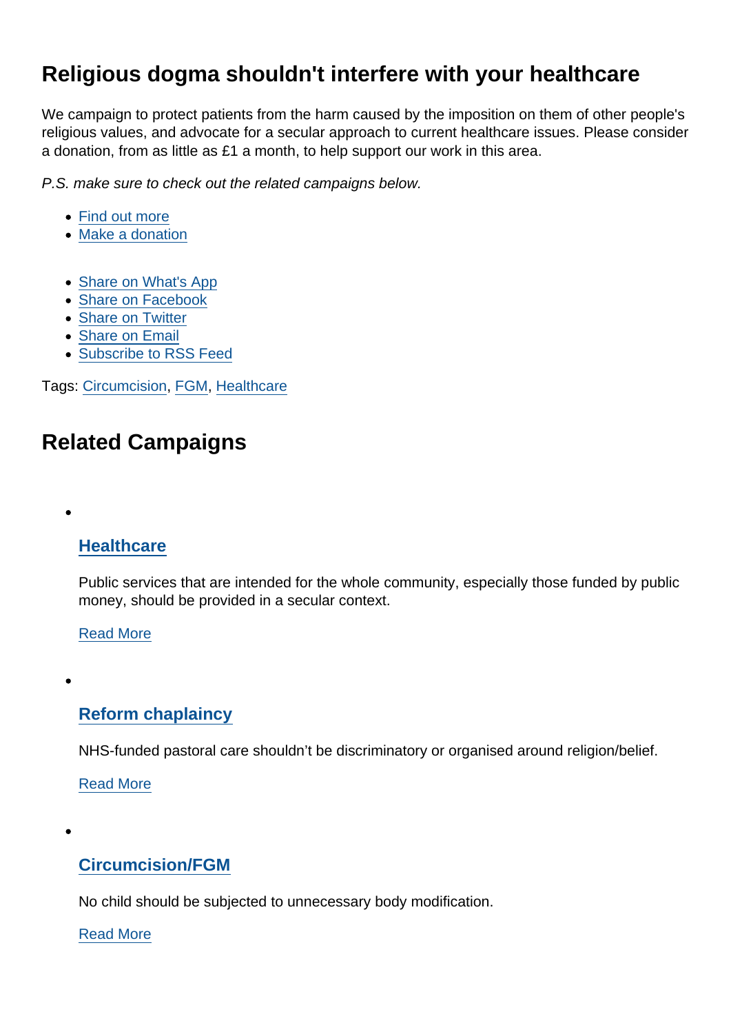## Religious dogma shouldn't interfere with your healthcare

We campaign to protect patients from the harm caused by the imposition on them of other people's religious values, and advocate for a secular approach to current healthcare issues. Please consider a donation, from as little as £1 a month, to help support our work in this area.

*P.S. make sure to check out the related campaigns below.*

- Find out more
- Make a donation

- Share on What's App
- Share on Facebook
- Share on Twitter
- Share on Email
- Subscribe to RSS Feed

Tags: Circumcision, FGM, Healthcare

## Related Campaigns

- ### Healthcare

  Public services that are intended for the whole community, especially those funded by public money, should be provided in a secular context.

  Read More

- ### Reform chaplaincy

  NHS-funded pastoral care shouldn't be discriminatory or organised around religion/belief.

  Read More

- ### Circumcision/FGM

  No child should be subjected to unnecessary body modification.

  Read More